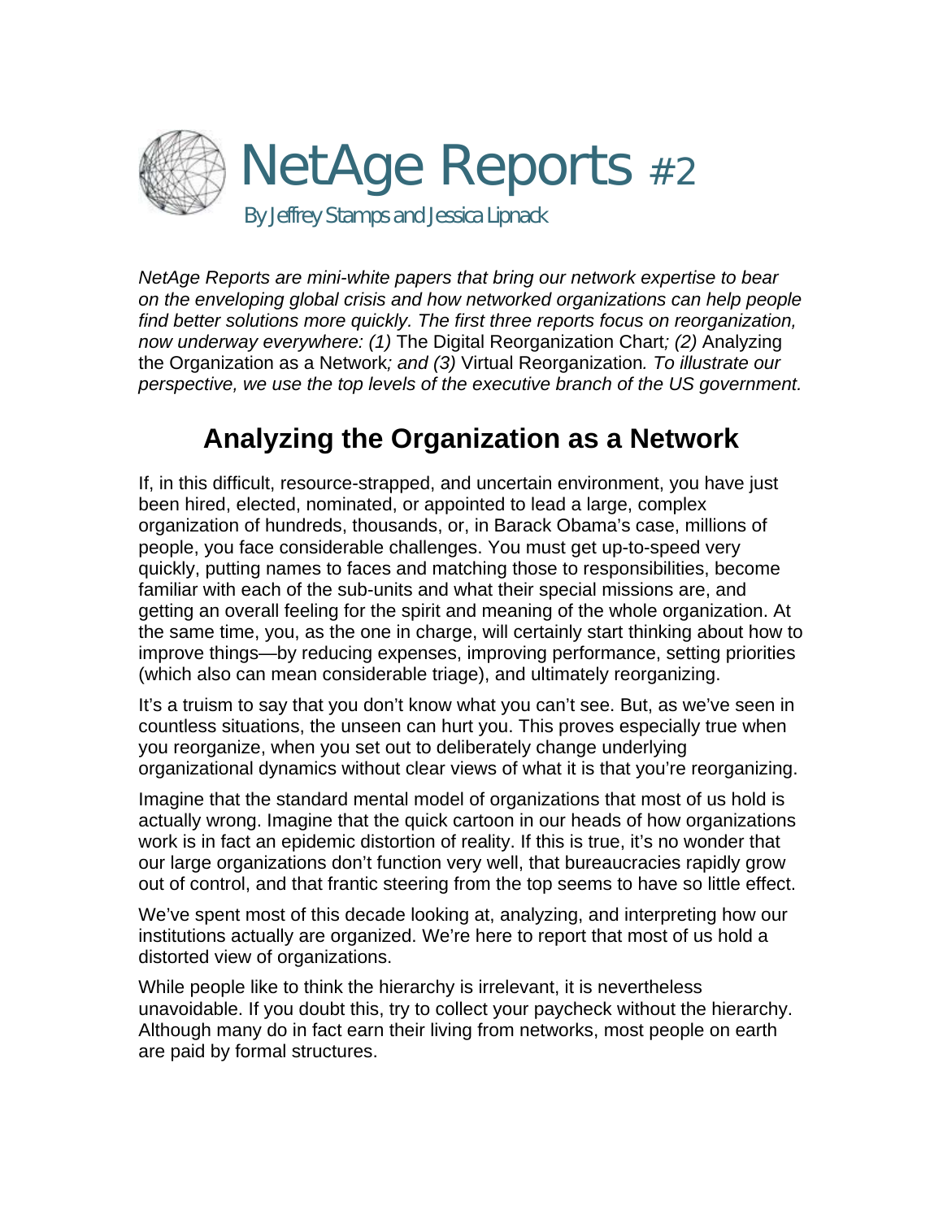# NetAge Reports #2

By Jeffrey Stamps and Jessica Lipnack

*NetAge Reports are mini-white papers that bring our network expertise to bear on the enveloping global crisis and how networked organizations can help people find better solutions more quickly. The first three reports focus on reorganization, now underway everywhere: (1)* The Digital Reorganization Chart*; (2)* Analyzing the Organization as a Network*; and (3)* Virtual Reorganization*. To illustrate our perspective, we use the top levels of the executive branch of the US government.*

## Analyzing the Organization as a Network

If, in this difficult, resource-strapped, and uncertain environment, you have just been hired, elected, nominated, or appointed to lead a large, complex organization of hundreds, thousands, or, in Barack Obama's case, millions of people, you face considerable challenges. You must get up-to-speed very quickly, putting names to faces and matching those to responsibilities, become familiar with each of the sub-units and what their special missions are, and getting an overall feeling for the spirit and meaning of the whole organization. At the same time, you, as the one in charge, will certainly start thinking about how to improve things—by reducing expenses, improving performance, setting priorities (which also can mean considerable triage), and ultimately reorganizing.

It's a truism to say that you don't know what you can't see. But, as we've seen in countless situations, the unseen can hurt you. This proves especially true when you reorganize, when you set out to deliberately change underlying organizational dynamics without clear views of what it is that you're reorganizing.

Imagine that the standard mental model of organizations that most of us hold is actually wrong. Imagine that the quick cartoon in our heads of how organizations work is in fact an epidemic distortion of reality. If this is true, it's no wonder that our large organizations don't function very well, that bureaucracies rapidly grow out of control, and that frantic steering from the top seems to have so little effect.

We've spent most of this decade looking at, analyzing, and interpreting how our institutions actually are organized. We're here to report that most of us hold a distorted view of organizations.

While people like to think the hierarchy is irrelevant, it is nevertheless unavoidable. If you doubt this, try to collect your paycheck without the hierarchy. Although many do in fact earn their living from networks, most people on earth are paid by formal structures.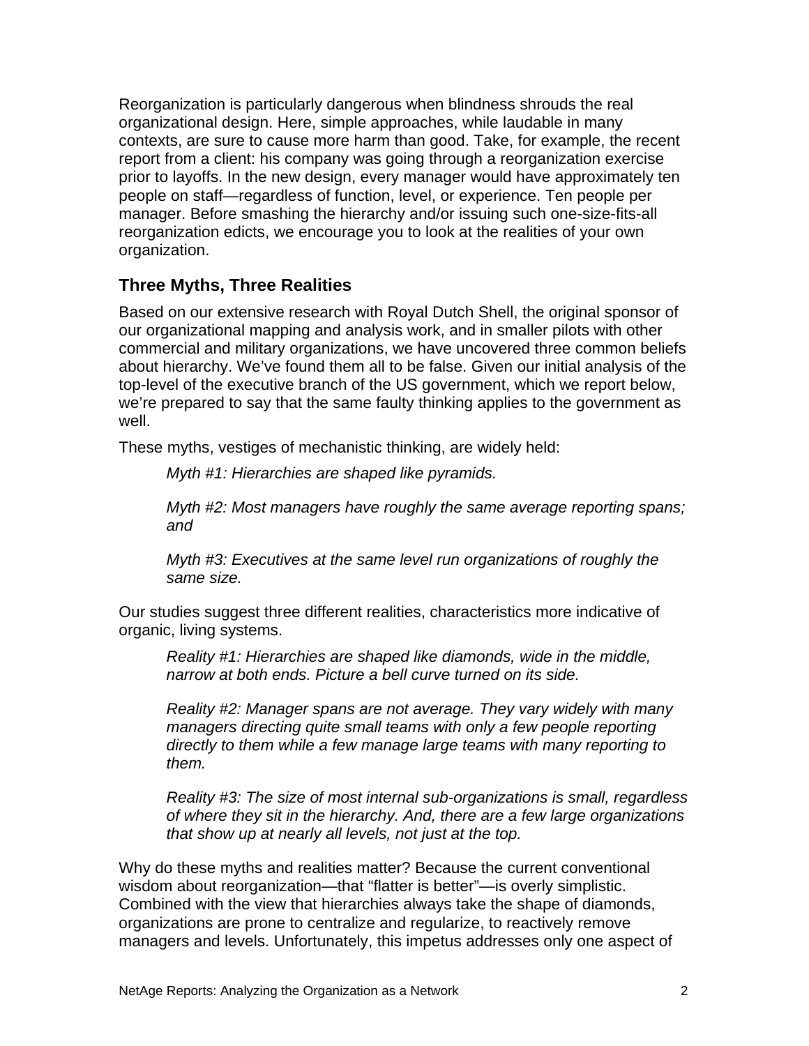Reorganization is particularly dangerous when blindness shrouds the real organizational design. Here, simple approaches, while laudable in many contexts, are sure to cause more harm than good. Take, for example, the recent report from a client: his company was going through a reorganization exercise prior to layoffs. In the new design, every manager would have approximately ten people on staff—regardless of function, level, or experience. Ten people per manager. Before smashing the hierarchy and/or issuing such one-size-fits-all reorganization edicts, we encourage you to look at the realities of your own organization.

## Three Myths, Three Realities

Based on our extensive research with Royal Dutch Shell, the original sponsor of our organizational mapping and analysis work, and in smaller pilots with other commercial and military organizations, we have uncovered three common beliefs about hierarchy. We've found them all to be false. Given our initial analysis of the top-level of the executive branch of the US government, which we report below, we're prepared to say that the same faulty thinking applies to the government as well.

These myths, vestiges of mechanistic thinking, are widely held:

> *Myth #1: Hierarchies are shaped like pyramids.*
>
> *Myth #2: Most managers have roughly the same average reporting spans; and*
>
> *Myth #3: Executives at the same level run organizations of roughly the same size.*

Our studies suggest three different realities, characteristics more indicative of organic, living systems.

> *Reality #1: Hierarchies are shaped like diamonds, wide in the middle, narrow at both ends. Picture a bell curve turned on its side.*
>
> *Reality #2: Manager spans are not average. They vary widely with many managers directing quite small teams with only a few people reporting directly to them while a few manage large teams with many reporting to them.*
>
> *Reality #3: The size of most internal sub-organizations is small, regardless of where they sit in the hierarchy. And, there are a few large organizations that show up at nearly all levels, not just at the top.*

Why do these myths and realities matter? Because the current conventional wisdom about reorganization—that "flatter is better"—is overly simplistic. Combined with the view that hierarchies always take the shape of diamonds, organizations are prone to centralize and regularize, to reactively remove managers and levels. Unfortunately, this impetus addresses only one aspect of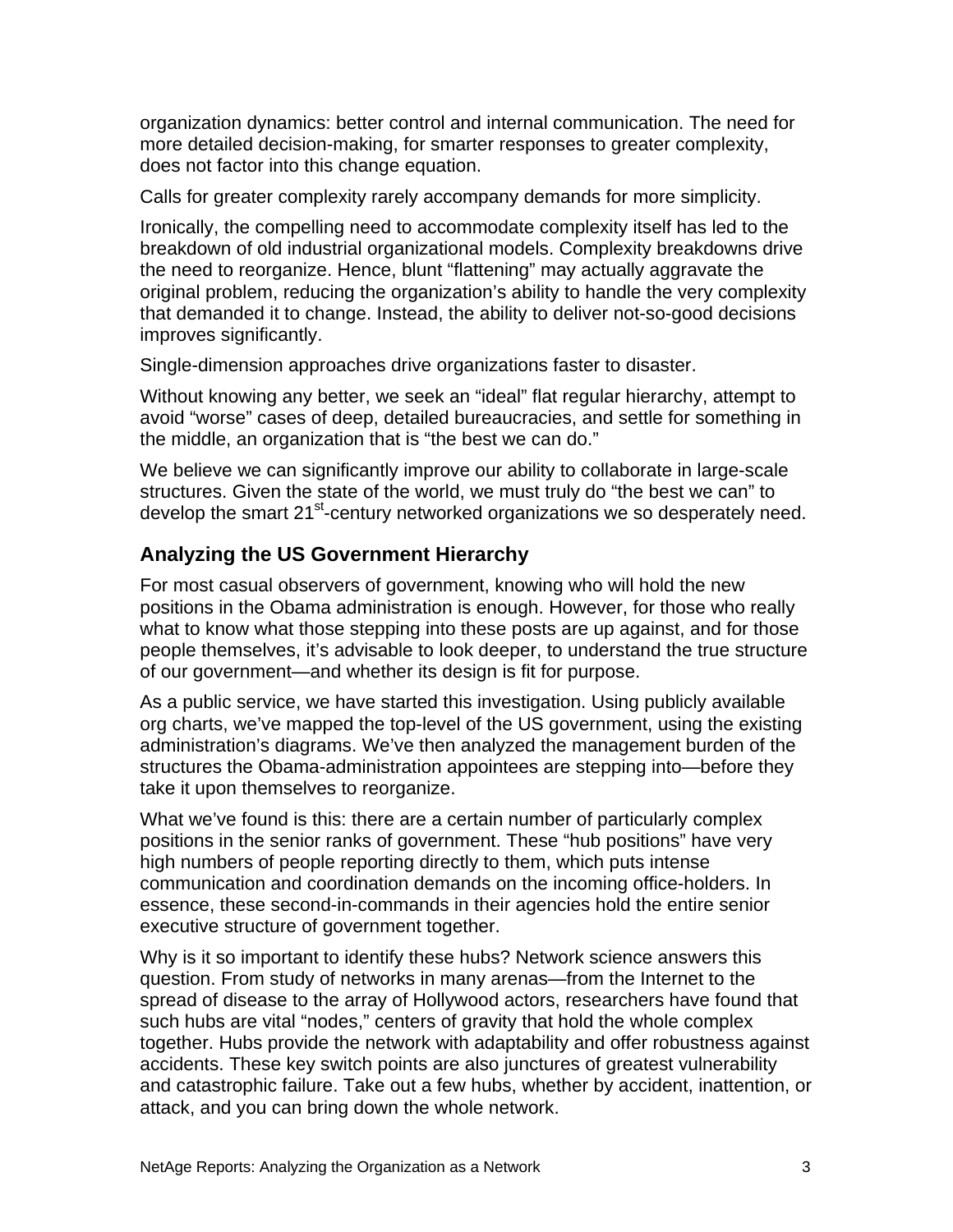organization dynamics: better control and internal communication. The need for more detailed decision-making, for smarter responses to greater complexity, does not factor into this change equation.

Calls for greater complexity rarely accompany demands for more simplicity.

Ironically, the compelling need to accommodate complexity itself has led to the breakdown of old industrial organizational models. Complexity breakdowns drive the need to reorganize. Hence, blunt "flattening" may actually aggravate the original problem, reducing the organization's ability to handle the very complexity that demanded it to change. Instead, the ability to deliver not-so-good decisions improves significantly.

Single-dimension approaches drive organizations faster to disaster.

Without knowing any better, we seek an "ideal" flat regular hierarchy, attempt to avoid "worse" cases of deep, detailed bureaucracies, and settle for something in the middle, an organization that is "the best we can do."

We believe we can significantly improve our ability to collaborate in large-scale structures. Given the state of the world, we must truly do "the best we can" to develop the smart 21st-century networked organizations we so desperately need.

## Analyzing the US Government Hierarchy

For most casual observers of government, knowing who will hold the new positions in the Obama administration is enough. However, for those who really what to know what those stepping into these posts are up against, and for those people themselves, it's advisable to look deeper, to understand the true structure of our government—and whether its design is fit for purpose.

As a public service, we have started this investigation. Using publicly available org charts, we've mapped the top-level of the US government, using the existing administration's diagrams. We've then analyzed the management burden of the structures the Obama-administration appointees are stepping into—before they take it upon themselves to reorganize.

What we've found is this: there are a certain number of particularly complex positions in the senior ranks of government. These "hub positions" have very high numbers of people reporting directly to them, which puts intense communication and coordination demands on the incoming office-holders. In essence, these second-in-commands in their agencies hold the entire senior executive structure of government together.

Why is it so important to identify these hubs? Network science answers this question. From study of networks in many arenas—from the Internet to the spread of disease to the array of Hollywood actors, researchers have found that such hubs are vital "nodes," centers of gravity that hold the whole complex together. Hubs provide the network with adaptability and offer robustness against accidents. These key switch points are also junctures of greatest vulnerability and catastrophic failure. Take out a few hubs, whether by accident, inattention, or attack, and you can bring down the whole network.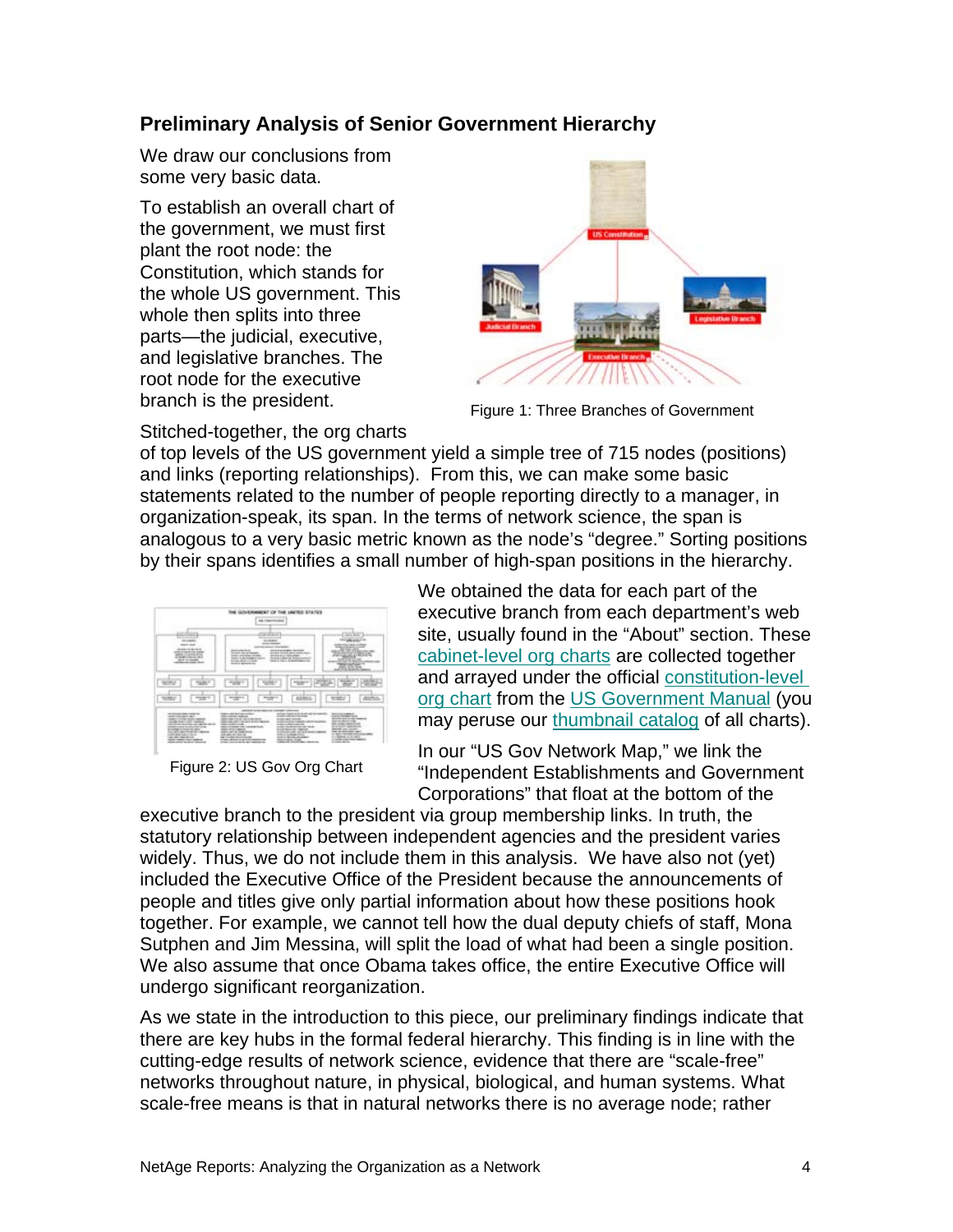## Preliminary Analysis of Senior Government Hierarchy

We draw our conclusions from some very basic data.

To establish an overall chart of the government, we must first plant the root node: the Constitution, which stands for the whole US government. This whole then splits into three parts—the judicial, executive, and legislative branches. The root node for the executive branch is the president.

Figure 1: Three Branches of Government

Stitched-together, the org charts of top levels of the US government yield a simple tree of 715 nodes (positions) and links (reporting relationships). From this, we can make some basic statements related to the number of people reporting directly to a manager, in organization-speak, its span. In the terms of network science, the span is analogous to a very basic metric known as the node's "degree." Sorting positions by their spans identifies a small number of high-span positions in the hierarchy.

Figure 2: US Gov Org Chart

We obtained the data for each part of the executive branch from each department's web site, usually found in the "About" section. These cabinet-level org charts are collected together and arrayed under the official constitution-level org chart from the US Government Manual (you may peruse our thumbnail catalog of all charts).

In our "US Gov Network Map," we link the "Independent Establishments and Government Corporations" that float at the bottom of the executive branch to the president via group membership links. In truth, the statutory relationship between independent agencies and the president varies widely. Thus, we do not include them in this analysis. We have also not (yet) included the Executive Office of the President because the announcements of people and titles give only partial information about how these positions hook together. For example, we cannot tell how the dual deputy chiefs of staff, Mona Sutphen and Jim Messina, will split the load of what had been a single position. We also assume that once Obama takes office, the entire Executive Office will undergo significant reorganization.

As we state in the introduction to this piece, our preliminary findings indicate that there are key hubs in the formal federal hierarchy. This finding is in line with the cutting-edge results of network science, evidence that there are "scale-free" networks throughout nature, in physical, biological, and human systems. What scale-free means is that in natural networks there is no average node; rather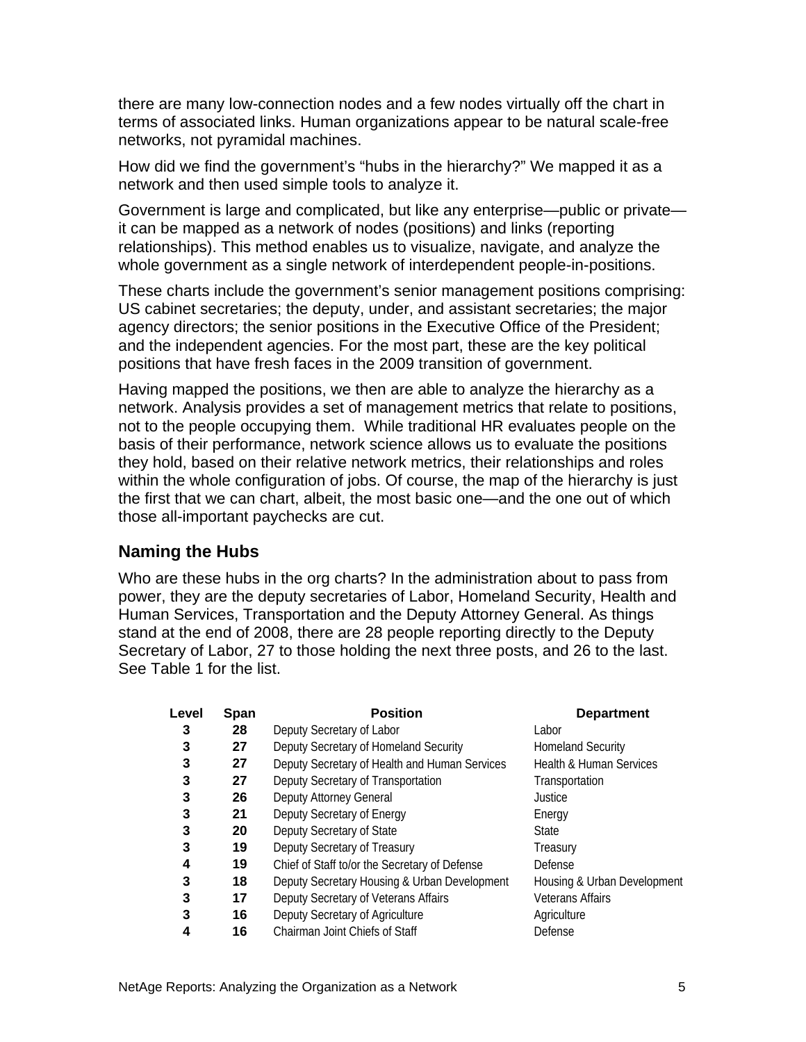there are many low-connection nodes and a few nodes virtually off the chart in terms of associated links. Human organizations appear to be natural scale-free networks, not pyramidal machines.

How did we find the government's "hubs in the hierarchy?" We mapped it as a network and then used simple tools to analyze it.

Government is large and complicated, but like any enterprise—public or private—it can be mapped as a network of nodes (positions) and links (reporting relationships). This method enables us to visualize, navigate, and analyze the whole government as a single network of interdependent people-in-positions.

These charts include the government's senior management positions comprising: US cabinet secretaries; the deputy, under, and assistant secretaries; the major agency directors; the senior positions in the Executive Office of the President; and the independent agencies. For the most part, these are the key political positions that have fresh faces in the 2009 transition of government.

Having mapped the positions, we then are able to analyze the hierarchy as a network. Analysis provides a set of management metrics that relate to positions, not to the people occupying them. While traditional HR evaluates people on the basis of their performance, network science allows us to evaluate the positions they hold, based on their relative network metrics, their relationships and roles within the whole configuration of jobs. Of course, the map of the hierarchy is just the first that we can chart, albeit, the most basic one—and the one out of which those all-important paychecks are cut.

## Naming the Hubs

Who are these hubs in the org charts? In the administration about to pass from power, they are the deputy secretaries of Labor, Homeland Security, Health and Human Services, Transportation and the Deputy Attorney General. As things stand at the end of 2008, there are 28 people reporting directly to the Deputy Secretary of Labor, 27 to those holding the next three posts, and 26 to the last. See Table 1 for the list.

| Level | Span | Position | Department |
|---|---|---|---|
| 3 | 28 | Deputy Secretary of Labor | Labor |
| 3 | 27 | Deputy Secretary of Homeland Security | Homeland Security |
| 3 | 27 | Deputy Secretary of Health and Human Services | Health & Human Services |
| 3 | 27 | Deputy Secretary of Transportation | Transportation |
| 3 | 26 | Deputy Attorney General | Justice |
| 3 | 21 | Deputy Secretary of Energy | Energy |
| 3 | 20 | Deputy Secretary of State | State |
| 3 | 19 | Deputy Secretary of Treasury | Treasury |
| 4 | 19 | Chief of Staff to/or the Secretary of Defense | Defense |
| 3 | 18 | Deputy Secretary Housing & Urban Development | Housing & Urban Development |
| 3 | 17 | Deputy Secretary of Veterans Affairs | Veterans Affairs |
| 3 | 16 | Deputy Secretary of Agriculture | Agriculture |
| 4 | 16 | Chairman Joint Chiefs of Staff | Defense |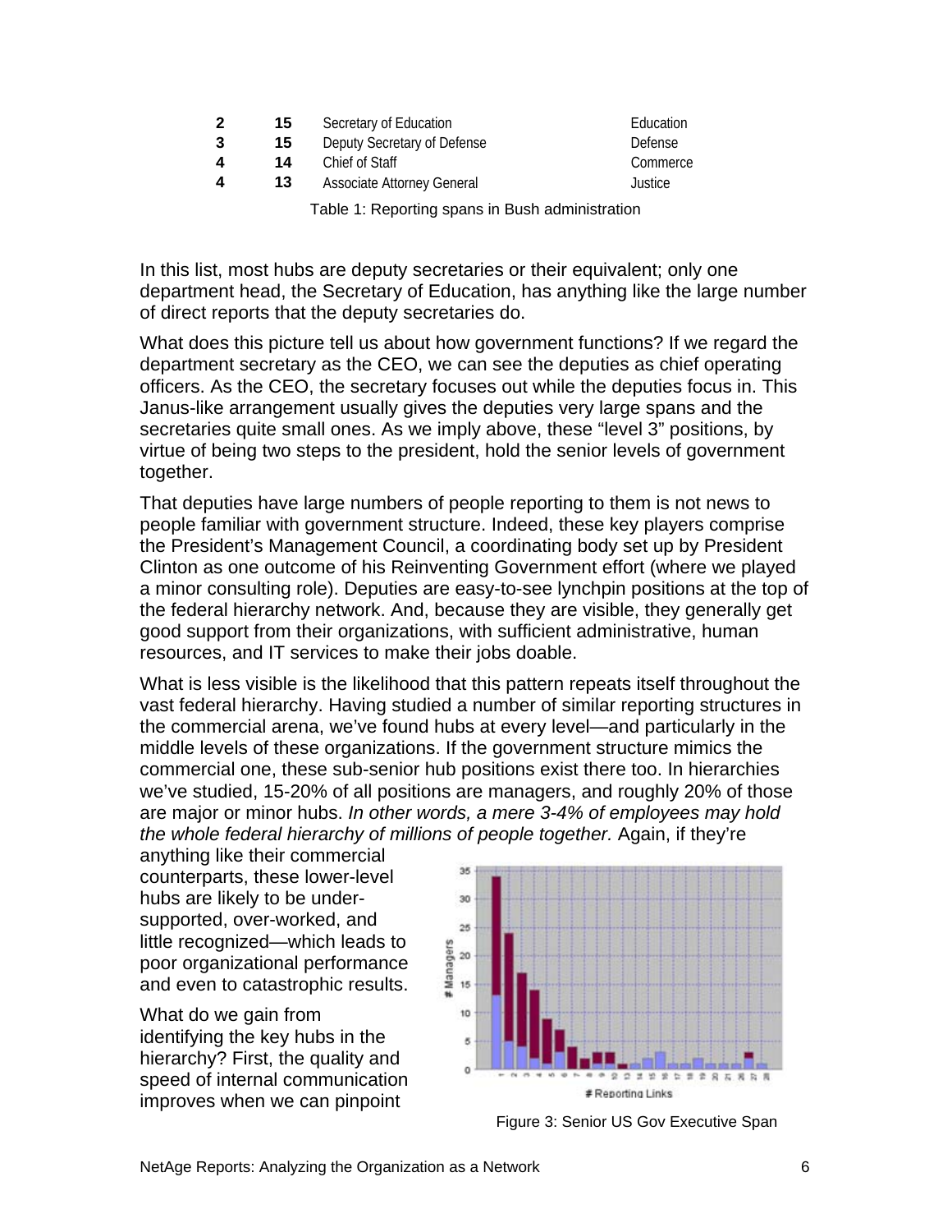| | | | |
|---|---|---|---|
| **2** | **15** | Secretary of Education | Education |
| **3** | **15** | Deputy Secretary of Defense | Defense |
| **4** | **14** | Chief of Staff | Commerce |
| **4** | **13** | Associate Attorney General | Justice |

Table 1: Reporting spans in Bush administration

In this list, most hubs are deputy secretaries or their equivalent; only one department head, the Secretary of Education, has anything like the large number of direct reports that the deputy secretaries do.

What does this picture tell us about how government functions? If we regard the department secretary as the CEO, we can see the deputies as chief operating officers. As the CEO, the secretary focuses out while the deputies focus in. This Janus-like arrangement usually gives the deputies very large spans and the secretaries quite small ones. As we imply above, these "level 3" positions, by virtue of being two steps to the president, hold the senior levels of government together.

That deputies have large numbers of people reporting to them is not news to people familiar with government structure. Indeed, these key players comprise the President's Management Council, a coordinating body set up by President Clinton as one outcome of his Reinventing Government effort (where we played a minor consulting role). Deputies are easy-to-see lynchpin positions at the top of the federal hierarchy network. And, because they are visible, they generally get good support from their organizations, with sufficient administrative, human resources, and IT services to make their jobs doable.

What is less visible is the likelihood that this pattern repeats itself throughout the vast federal hierarchy. Having studied a number of similar reporting structures in the commercial arena, we've found hubs at every level—and particularly in the middle levels of these organizations. If the government structure mimics the commercial one, these sub-senior hub positions exist there too. In hierarchies we've studied, 15-20% of all positions are managers, and roughly 20% of those are major or minor hubs. *In other words, a mere 3-4% of employees may hold the whole federal hierarchy of millions of people together.* Again, if they're anything like their commercial counterparts, these lower-level hubs are likely to be under-supported, over-worked, and little recognized—which leads to poor organizational performance and even to catastrophic results.

Figure 3: Senior US Gov Executive Span

What do we gain from identifying the key hubs in the hierarchy? First, the quality and speed of internal communication improves when we can pinpoint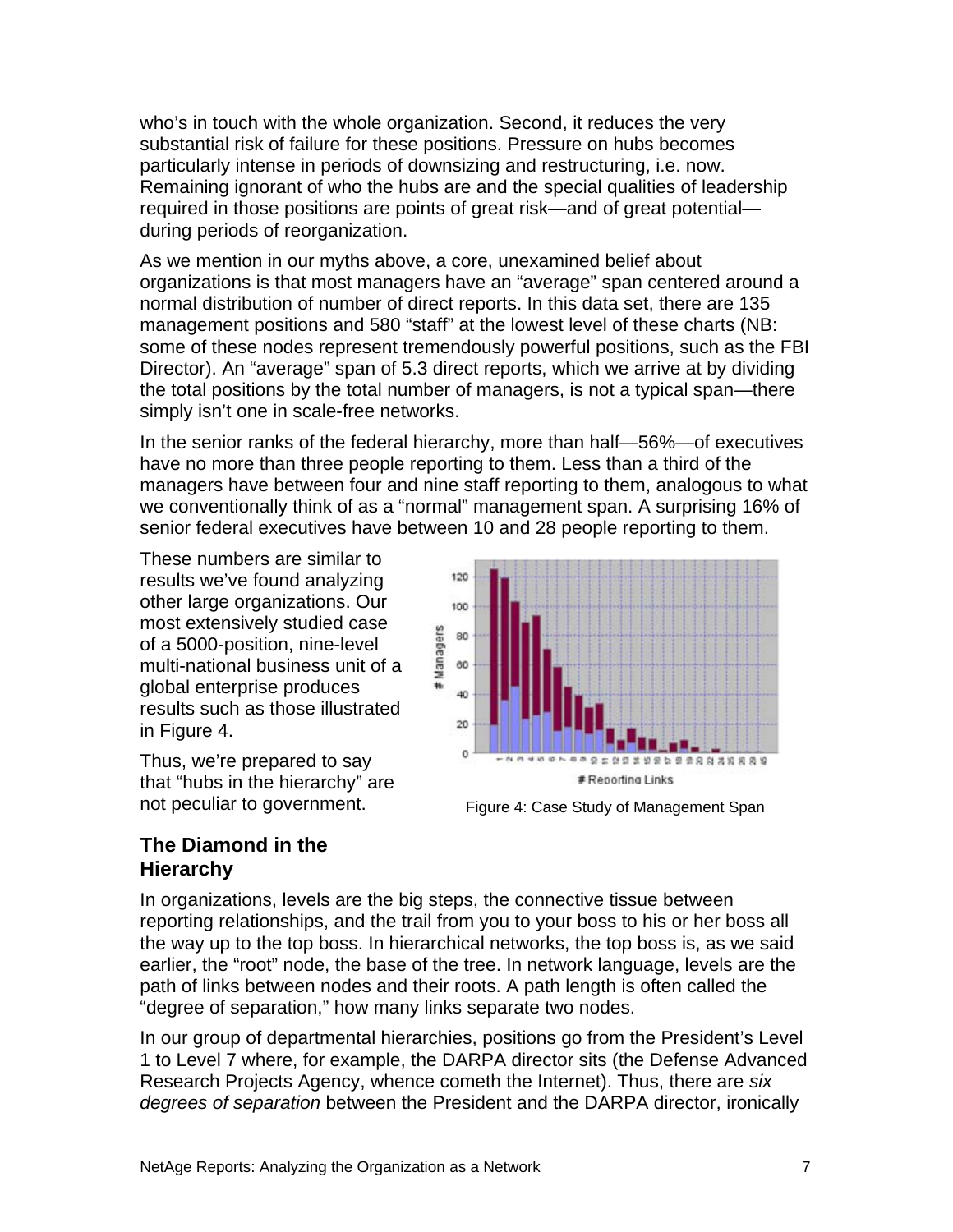who's in touch with the whole organization. Second, it reduces the very substantial risk of failure for these positions. Pressure on hubs becomes particularly intense in periods of downsizing and restructuring, i.e. now. Remaining ignorant of who the hubs are and the special qualities of leadership required in those positions are points of great risk—and of great potential—during periods of reorganization.

As we mention in our myths above, a core, unexamined belief about organizations is that most managers have an "average" span centered around a normal distribution of number of direct reports. In this data set, there are 135 management positions and 580 "staff" at the lowest level of these charts (NB: some of these nodes represent tremendously powerful positions, such as the FBI Director). An "average" span of 5.3 direct reports, which we arrive at by dividing the total positions by the total number of managers, is not a typical span—there simply isn't one in scale-free networks.

In the senior ranks of the federal hierarchy, more than half—56%—of executives have no more than three people reporting to them. Less than a third of the managers have between four and nine staff reporting to them, analogous to what we conventionally think of as a "normal" management span. A surprising 16% of senior federal executives have between 10 and 28 people reporting to them.

These numbers are similar to results we've found analyzing other large organizations. Our most extensively studied case of a 5000-position, nine-level multi-national business unit of a global enterprise produces results such as those illustrated in Figure 4.

Thus, we're prepared to say that "hubs in the hierarchy" are not peculiar to government.

Figure 4: Case Study of Management Span

## The Diamond in the Hierarchy

In organizations, levels are the big steps, the connective tissue between reporting relationships, and the trail from you to your boss to his or her boss all the way up to the top boss. In hierarchical networks, the top boss is, as we said earlier, the "root" node, the base of the tree. In network language, levels are the path of links between nodes and their roots. A path length is often called the "degree of separation," how many links separate two nodes.

In our group of departmental hierarchies, positions go from the President's Level 1 to Level 7 where, for example, the DARPA director sits (the Defense Advanced Research Projects Agency, whence cometh the Internet). Thus, there are *six degrees of separation* between the President and the DARPA director, ironically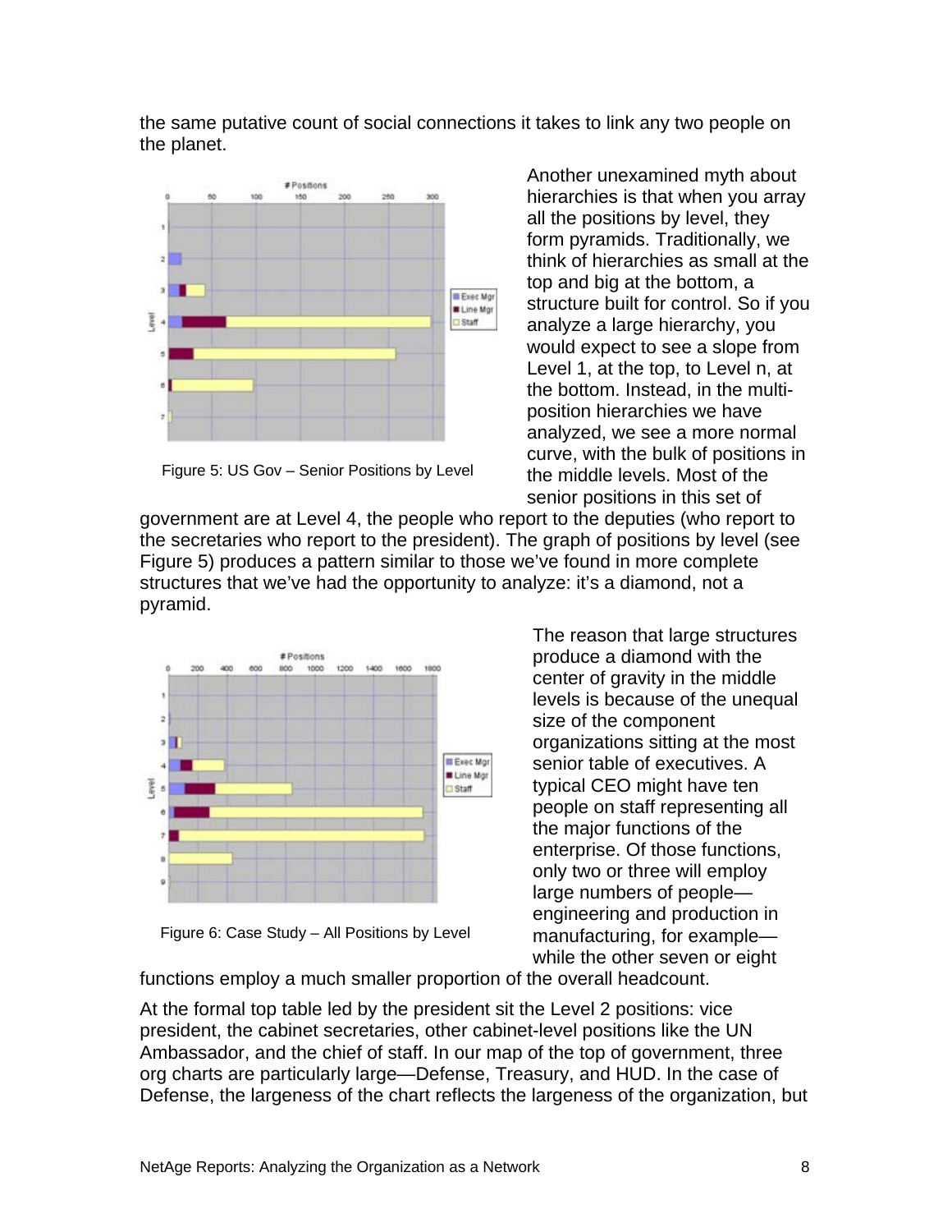the same putative count of social connections it takes to link any two people on the planet.

Another unexamined myth about hierarchies is that when you array all the positions by level, they form pyramids. Traditionally, we think of hierarchies as small at the top and big at the bottom, a structure built for control. So if you analyze a large hierarchy, you would expect to see a slope from Level 1, at the top, to Level n, at the bottom. Instead, in the multi-position hierarchies we have analyzed, we see a more normal curve, with the bulk of positions in the middle levels. Most of the senior positions in this set of government are at Level 4, the people who report to the deputies (who report to the secretaries who report to the president). The graph of positions by level (see Figure 5) produces a pattern similar to those we've found in more complete structures that we've had the opportunity to analyze: it's a diamond, not a pyramid.

Figure 5: US Gov – Senior Positions by Level

The reason that large structures produce a diamond with the center of gravity in the middle levels is because of the unequal size of the component organizations sitting at the most senior table of executives. A typical CEO might have ten people on staff representing all the major functions of the enterprise. Of those functions, only two or three will employ large numbers of people—engineering and production in manufacturing, for example—while the other seven or eight functions employ a much smaller proportion of the overall headcount.

Figure 6: Case Study – All Positions by Level

At the formal top table led by the president sit the Level 2 positions: vice president, the cabinet secretaries, other cabinet-level positions like the UN Ambassador, and the chief of staff. In our map of the top of government, three org charts are particularly large—Defense, Treasury, and HUD. In the case of Defense, the largeness of the chart reflects the largeness of the organization, but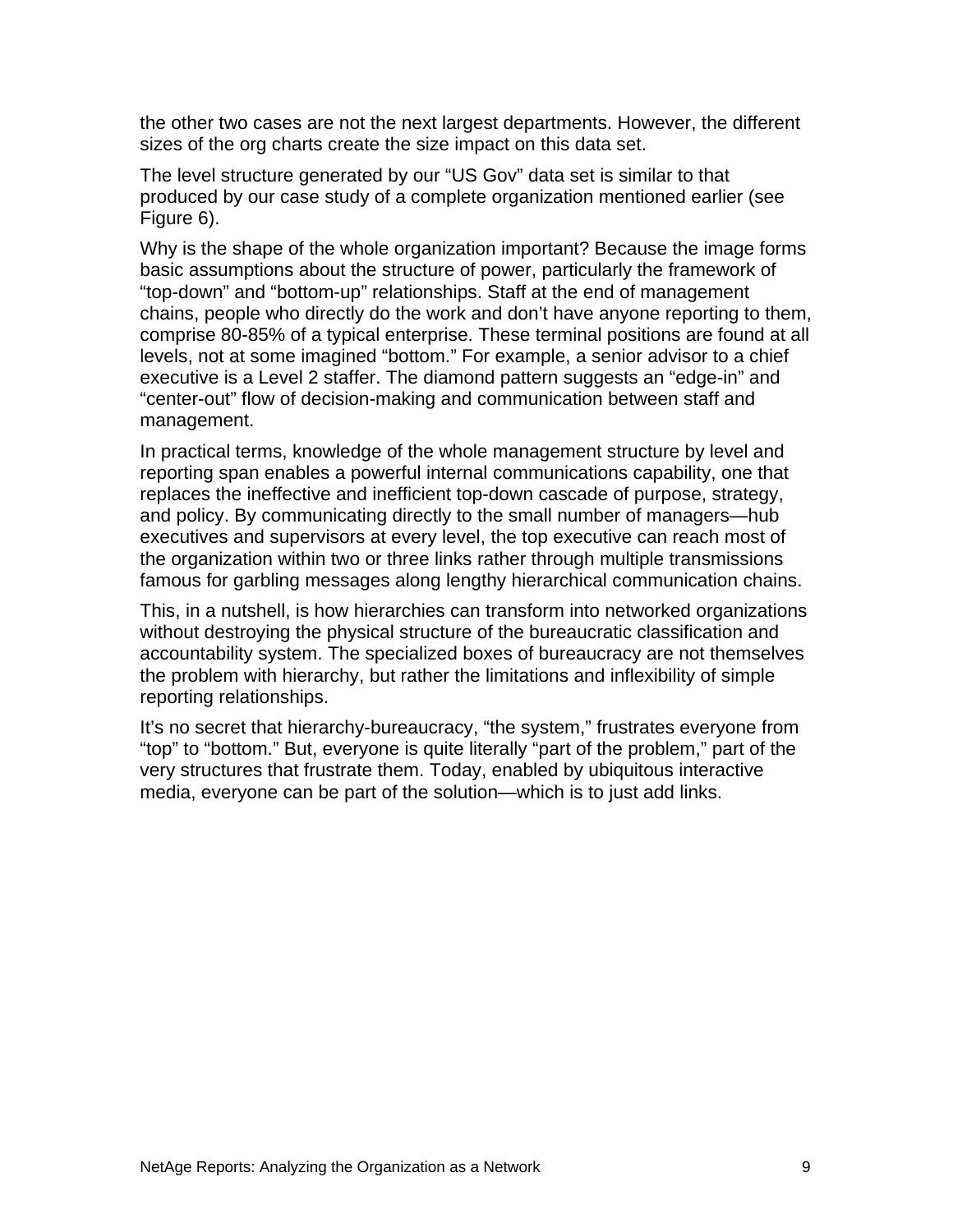the other two cases are not the next largest departments. However, the different sizes of the org charts create the size impact on this data set.

The level structure generated by our "US Gov" data set is similar to that produced by our case study of a complete organization mentioned earlier (see Figure 6).

Why is the shape of the whole organization important? Because the image forms basic assumptions about the structure of power, particularly the framework of "top-down" and "bottom-up" relationships. Staff at the end of management chains, people who directly do the work and don't have anyone reporting to them, comprise 80-85% of a typical enterprise. These terminal positions are found at all levels, not at some imagined "bottom." For example, a senior advisor to a chief executive is a Level 2 staffer. The diamond pattern suggests an "edge-in" and "center-out" flow of decision-making and communication between staff and management.

In practical terms, knowledge of the whole management structure by level and reporting span enables a powerful internal communications capability, one that replaces the ineffective and inefficient top-down cascade of purpose, strategy, and policy. By communicating directly to the small number of managers—hub executives and supervisors at every level, the top executive can reach most of the organization within two or three links rather through multiple transmissions famous for garbling messages along lengthy hierarchical communication chains.

This, in a nutshell, is how hierarchies can transform into networked organizations without destroying the physical structure of the bureaucratic classification and accountability system. The specialized boxes of bureaucracy are not themselves the problem with hierarchy, but rather the limitations and inflexibility of simple reporting relationships.

It's no secret that hierarchy-bureaucracy, "the system," frustrates everyone from "top" to "bottom." But, everyone is quite literally "part of the problem," part of the very structures that frustrate them. Today, enabled by ubiquitous interactive media, everyone can be part of the solution—which is to just add links.